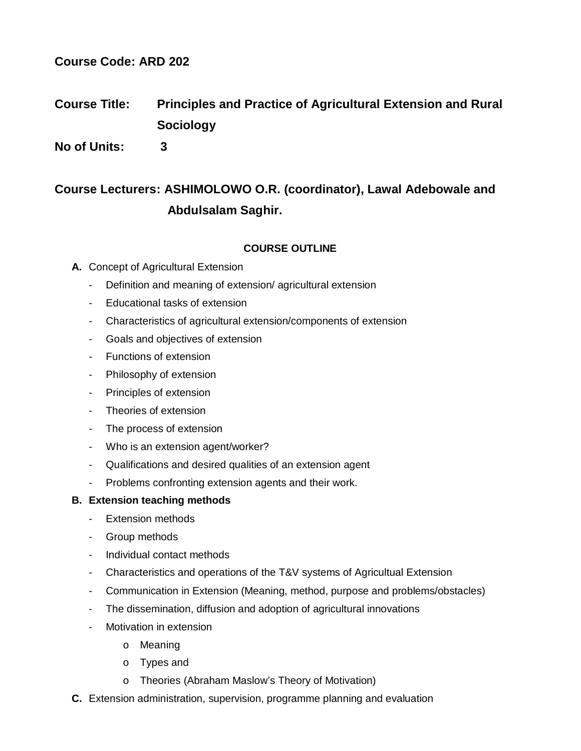**Course Code: ARD 202**

**Course Title: Principles and Practice of Agricultural Extension and Rural Sociology**

**No of Units: 3**

**Course Lecturers: ASHIMOLOWO O.R. (coordinator), Lawal Adebowale and Abdulsalam Saghir.**

**COURSE OUTLINE**

**A.** Concept of Agricultural Extension
- Definition and meaning of extension/ agricultural extension
- Educational tasks of extension
- Characteristics of agricultural extension/components of extension
- Goals and objectives of extension
- Functions of extension
- Philosophy of extension
- Principles of extension
- Theories of extension
- The process of extension
- Who is an extension agent/worker?
- Qualifications and desired qualities of an extension agent
- Problems confronting extension agents and their work.

**B. Extension teaching methods**
- Extension methods
- Group methods
- Individual contact methods
- Characteristics and operations of the T&V systems of Agricultual Extension
- Communication in Extension (Meaning, method, purpose and problems/obstacles)
- The dissemination, diffusion and adoption of agricultural innovations
- Motivation in extension
  - Meaning
  - Types and
  - Theories (Abraham Maslow's Theory of Motivation)

**C.** Extension administration, supervision, programme planning and evaluation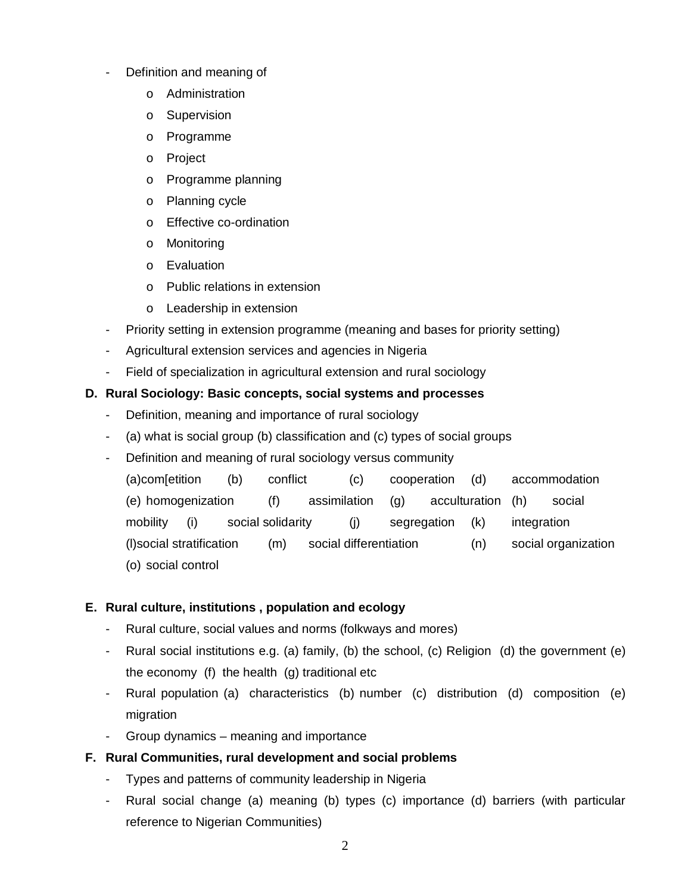- Definition and meaning of
  - Administration
  - Supervision
  - Programme
  - Project
  - Programme planning
  - Planning cycle
  - Effective co-ordination
  - Monitoring
  - Evaluation
  - Public relations in extension
  - Leadership in extension
- Priority setting in extension programme (meaning and bases for priority setting)
- Agricultural extension services and agencies in Nigeria
- Field of specialization in agricultural extension and rural sociology

**D. Rural Sociology: Basic concepts, social systems and processes**

- Definition, meaning and importance of rural sociology
- (a) what is social group (b) classification and (c) types of social groups
- Definition and meaning of rural sociology versus community
  (a)com[etition (b) conflict (c) cooperation (d) accommodation (e) homogenization (f) assimilation (g) acculturation (h) social mobility (i) social solidarity (j) segregation (k) integration (l)social stratification (m) social differentiation (n) social organization (o) social control

**E. Rural culture, institutions , population and ecology**

- Rural culture, social values and norms (folkways and mores)
- Rural social institutions e.g. (a) family, (b) the school, (c) Religion (d) the government (e) the economy (f) the health (g) traditional etc
- Rural population (a) characteristics (b) number (c) distribution (d) composition (e) migration
- Group dynamics – meaning and importance

**F. Rural Communities, rural development and social problems**

- Types and patterns of community leadership in Nigeria
- Rural social change (a) meaning (b) types (c) importance (d) barriers (with particular reference to Nigerian Communities)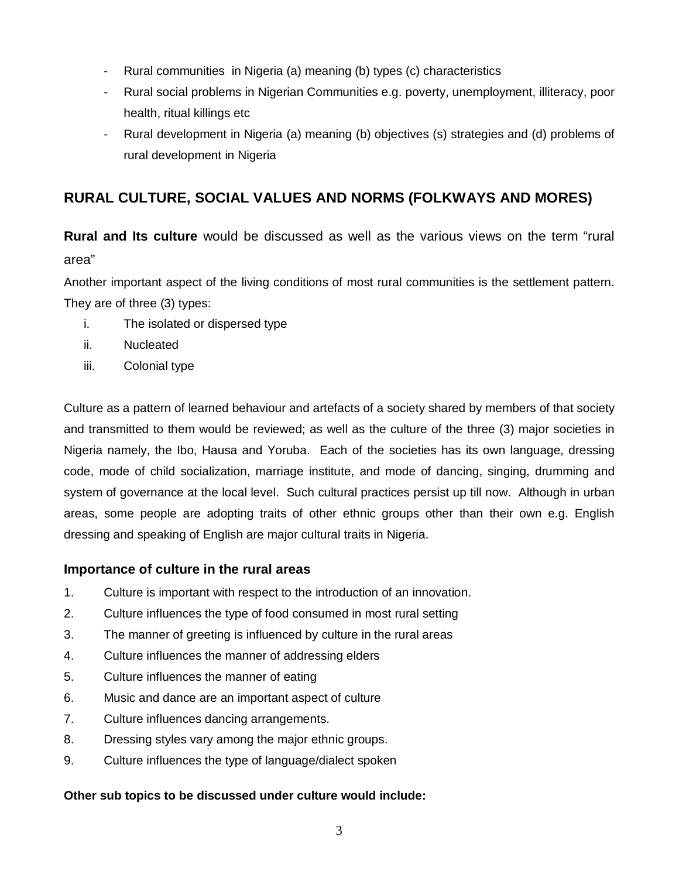- Rural communities in Nigeria (a) meaning (b) types (c) characteristics
- Rural social problems in Nigerian Communities e.g. poverty, unemployment, illiteracy, poor health, ritual killings etc
- Rural development in Nigeria (a) meaning (b) objectives (s) strategies and (d) problems of rural development in Nigeria

## RURAL CULTURE, SOCIAL VALUES AND NORMS (FOLKWAYS AND MORES)

**Rural and Its culture** would be discussed as well as the various views on the term "rural area"

Another important aspect of the living conditions of most rural communities is the settlement pattern. They are of three (3) types:

i. The isolated or dispersed type
ii. Nucleated
iii. Colonial type

Culture as a pattern of learned behaviour and artefacts of a society shared by members of that society and transmitted to them would be reviewed; as well as the culture of the three (3) major societies in Nigeria namely, the Ibo, Hausa and Yoruba. Each of the societies has its own language, dressing code, mode of child socialization, marriage institute, and mode of dancing, singing, drumming and system of governance at the local level. Such cultural practices persist up till now. Although in urban areas, some people are adopting traits of other ethnic groups other than their own e.g. English dressing and speaking of English are major cultural traits in Nigeria.

### Importance of culture in the rural areas

1. Culture is important with respect to the introduction of an innovation.
2. Culture influences the type of food consumed in most rural setting
3. The manner of greeting is influenced by culture in the rural areas
4. Culture influences the manner of addressing elders
5. Culture influences the manner of eating
6. Music and dance are an important aspect of culture
7. Culture influences dancing arrangements.
8. Dressing styles vary among the major ethnic groups.
9. Culture influences the type of language/dialect spoken

**Other sub topics to be discussed under culture would include:**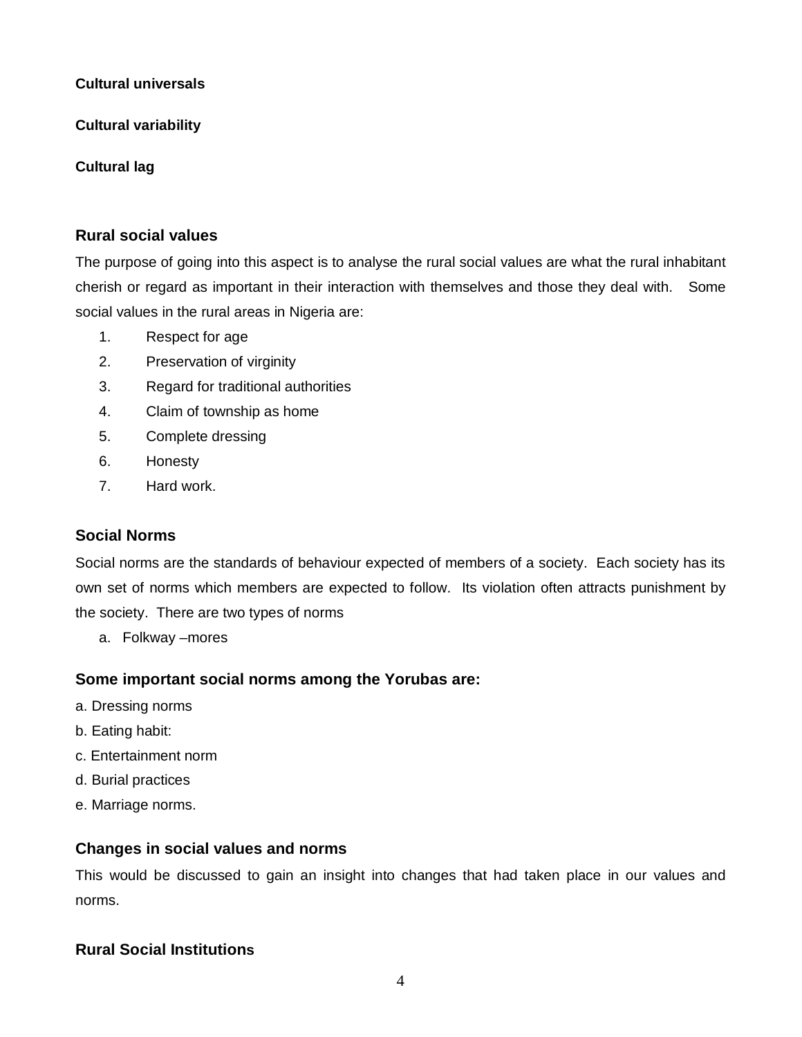**Cultural universals**

**Cultural variability**

**Cultural lag**

### Rural social values

The purpose of going into this aspect is to analyse the rural social values are what the rural inhabitant cherish or regard as important in their interaction with themselves and those they deal with. Some social values in the rural areas in Nigeria are:

1. Respect for age
2. Preservation of virginity
3. Regard for traditional authorities
4. Claim of township as home
5. Complete dressing
6. Honesty
7. Hard work.

### Social Norms

Social norms are the standards of behaviour expected of members of a society. Each society has its own set of norms which members are expected to follow. Its violation often attracts punishment by the society. There are two types of norms

a. Folkway –mores

### Some important social norms among the Yorubas are:

a. Dressing norms

b. Eating habit:

c. Entertainment norm

d. Burial practices

e. Marriage norms.

### Changes in social values and norms

This would be discussed to gain an insight into changes that had taken place in our values and norms.

### Rural Social Institutions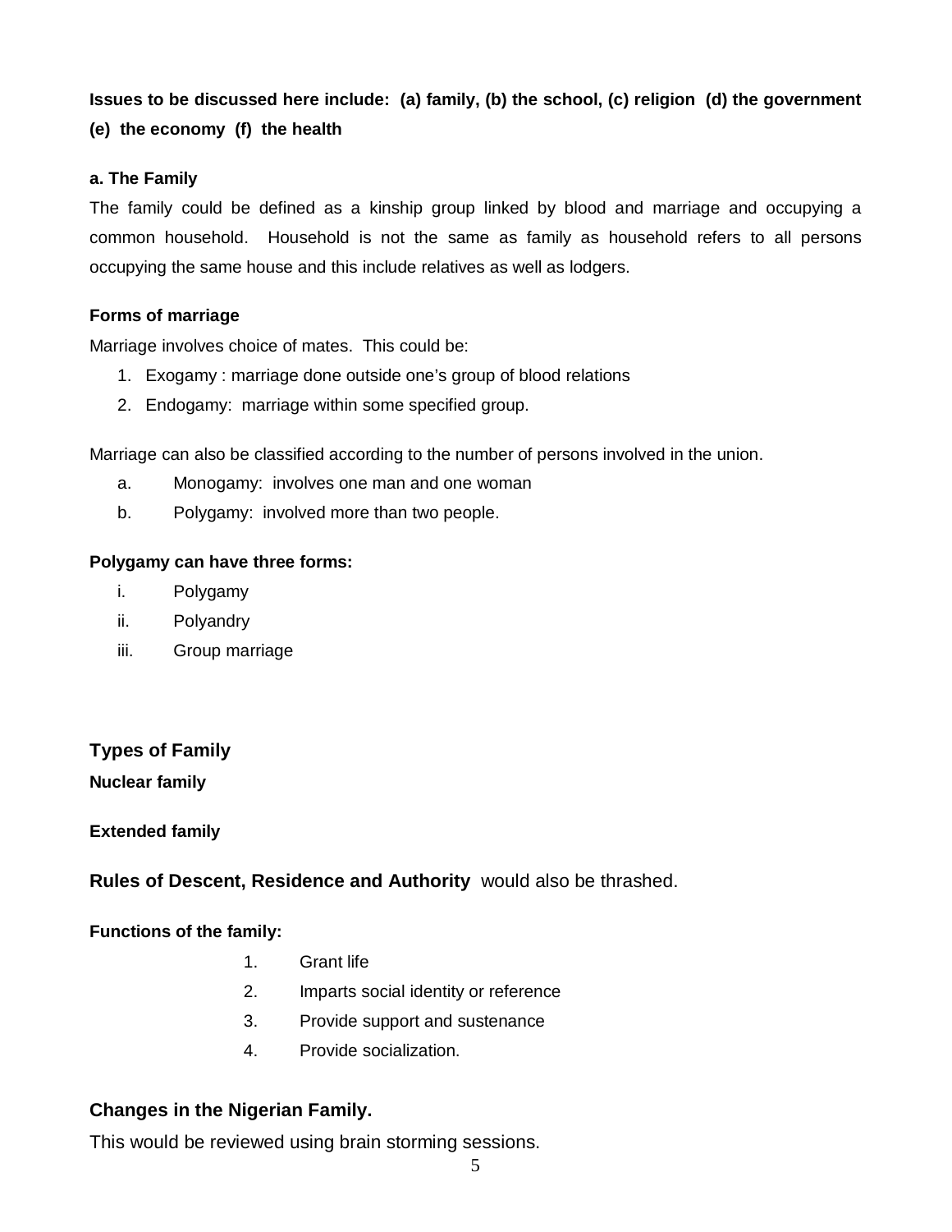**Issues to be discussed here include: (a) family, (b) the school, (c) religion (d) the government (e) the economy (f) the health**

**a. The Family**

The family could be defined as a kinship group linked by blood and marriage and occupying a common household. Household is not the same as family as household refers to all persons occupying the same house and this include relatives as well as lodgers.

**Forms of marriage**

Marriage involves choice of mates. This could be:

1. Exogamy : marriage done outside one's group of blood relations
2. Endogamy: marriage within some specified group.

Marriage can also be classified according to the number of persons involved in the union.

a. Monogamy: involves one man and one woman
b. Polygamy: involved more than two people.

**Polygamy can have three forms:**

i. Polygamy
ii. Polyandry
iii. Group marriage

## Types of Family

**Nuclear family**

**Extended family**

**Rules of Descent, Residence and Authority** would also be thrashed.

**Functions of the family:**

1. Grant life
2. Imparts social identity or reference
3. Provide support and sustenance
4. Provide socialization.

## Changes in the Nigerian Family.

This would be reviewed using brain storming sessions.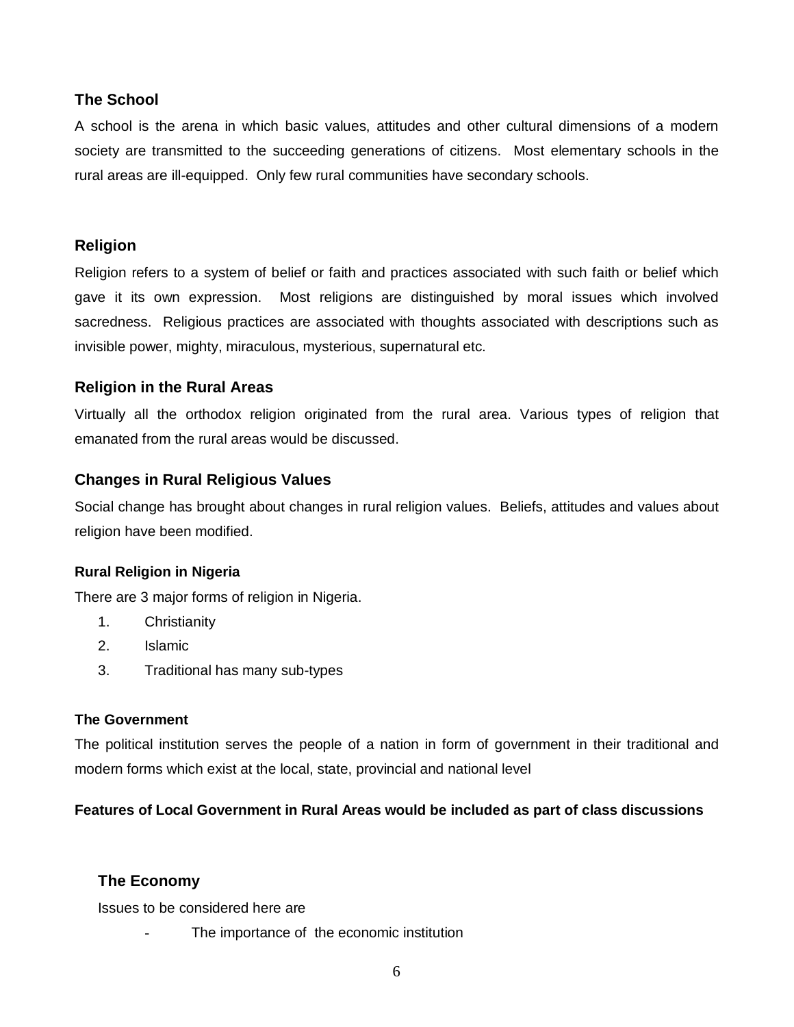### The School

A school is the arena in which basic values, attitudes and other cultural dimensions of a modern society are transmitted to the succeeding generations of citizens. Most elementary schools in the rural areas are ill-equipped. Only few rural communities have secondary schools.

### Religion

Religion refers to a system of belief or faith and practices associated with such faith or belief which gave it its own expression. Most religions are distinguished by moral issues which involved sacredness. Religious practices are associated with thoughts associated with descriptions such as invisible power, mighty, miraculous, mysterious, supernatural etc.

### Religion in the Rural Areas

Virtually all the orthodox religion originated from the rural area. Various types of religion that emanated from the rural areas would be discussed.

### Changes in Rural Religious Values

Social change has brought about changes in rural religion values. Beliefs, attitudes and values about religion have been modified.

#### Rural Religion in Nigeria

There are 3 major forms of religion in Nigeria.

1. Christianity
2. Islamic
3. Traditional has many sub-types

#### The Government

The political institution serves the people of a nation in form of government in their traditional and modern forms which exist at the local, state, provincial and national level

**Features of Local Government in Rural Areas would be included as part of class discussions**

### The Economy

Issues to be considered here are

- The importance of the economic institution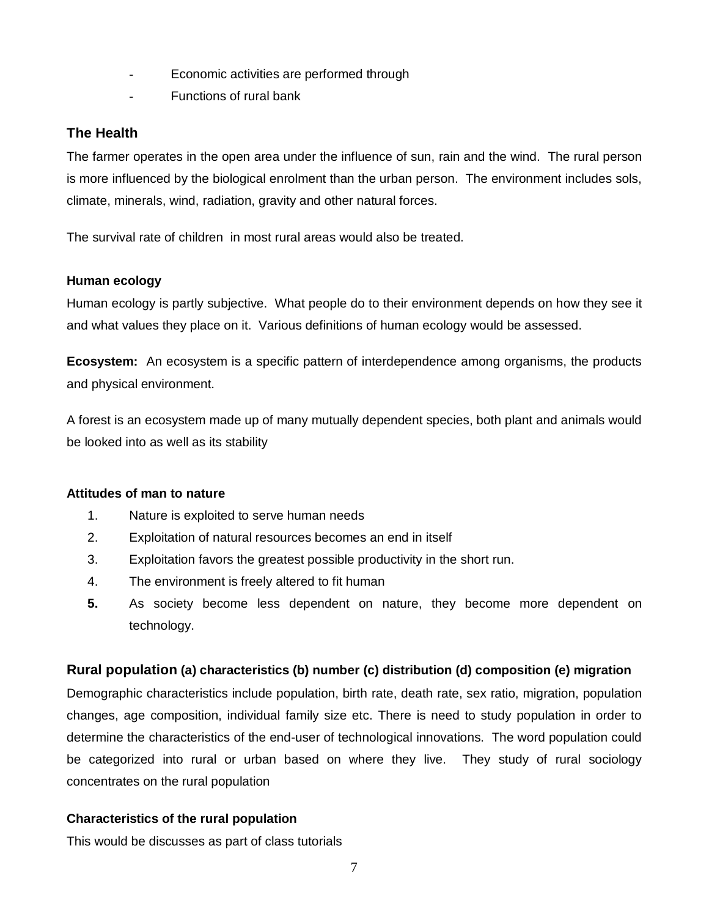- Economic activities are performed through
- Functions of rural bank

## The Health

The farmer operates in the open area under the influence of sun, rain and the wind. The rural person is more influenced by the biological enrolment than the urban person. The environment includes sols, climate, minerals, wind, radiation, gravity and other natural forces.

The survival rate of children in most rural areas would also be treated.

### Human ecology

Human ecology is partly subjective. What people do to their environment depends on how they see it and what values they place on it. Various definitions of human ecology would be assessed.

**Ecosystem:** An ecosystem is a specific pattern of interdependence among organisms, the products and physical environment.

A forest is an ecosystem made up of many mutually dependent species, both plant and animals would be looked into as well as its stability

### Attitudes of man to nature

1. Nature is exploited to serve human needs
2. Exploitation of natural resources becomes an end in itself
3. Exploitation favors the greatest possible productivity in the short run.
4. The environment is freely altered to fit human
5. As society become less dependent on nature, they become more dependent on technology.

## Rural population **(a) characteristics (b) number (c) distribution (d) composition (e) migration**

Demographic characteristics include population, birth rate, death rate, sex ratio, migration, population changes, age composition, individual family size etc. There is need to study population in order to determine the characteristics of the end-user of technological innovations. The word population could be categorized into rural or urban based on where they live. They study of rural sociology concentrates on the rural population

### Characteristics of the rural population

This would be discusses as part of class tutorials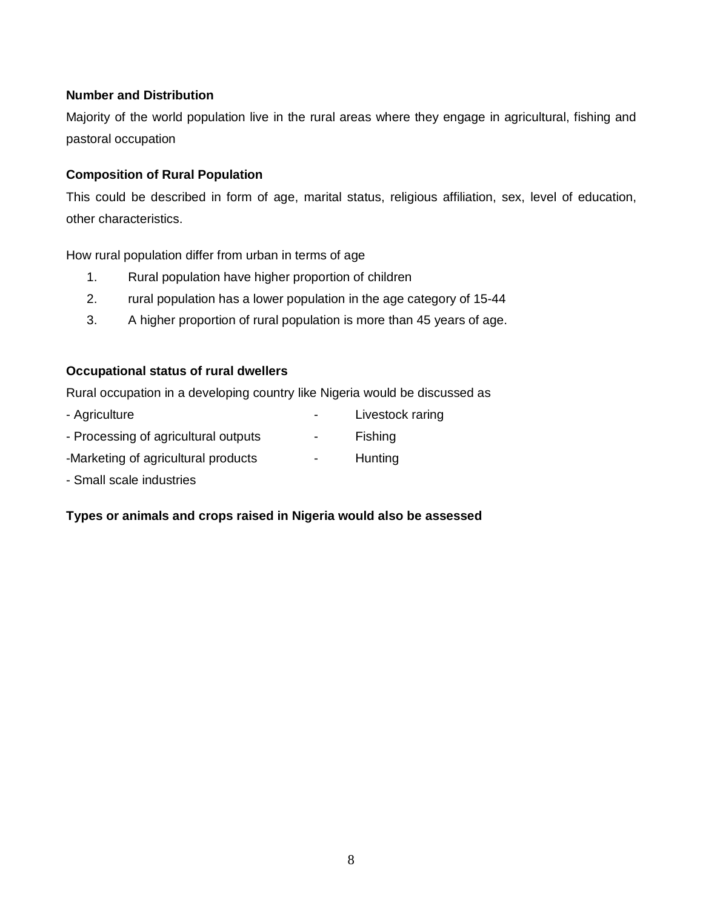**Number and Distribution**

Majority of the world population live in the rural areas where they engage in agricultural, fishing and pastoral occupation

**Composition of Rural Population**

This could be described in form of age, marital status, religious affiliation, sex, level of education, other characteristics.

How rural population differ from urban in terms of age

1. Rural population have higher proportion of children
2. rural population has a lower population in the age category of 15-44
3. A higher proportion of rural population is more than 45 years of age.

**Occupational status of rural dwellers**

Rural occupation in a developing country like Nigeria would be discussed as

- Agriculture
- Processing of agricultural outputs
- Marketing of agricultural products
- Small scale industries
- Livestock raring
- Fishing
- Hunting

**Types or animals and crops raised in Nigeria would also be assessed**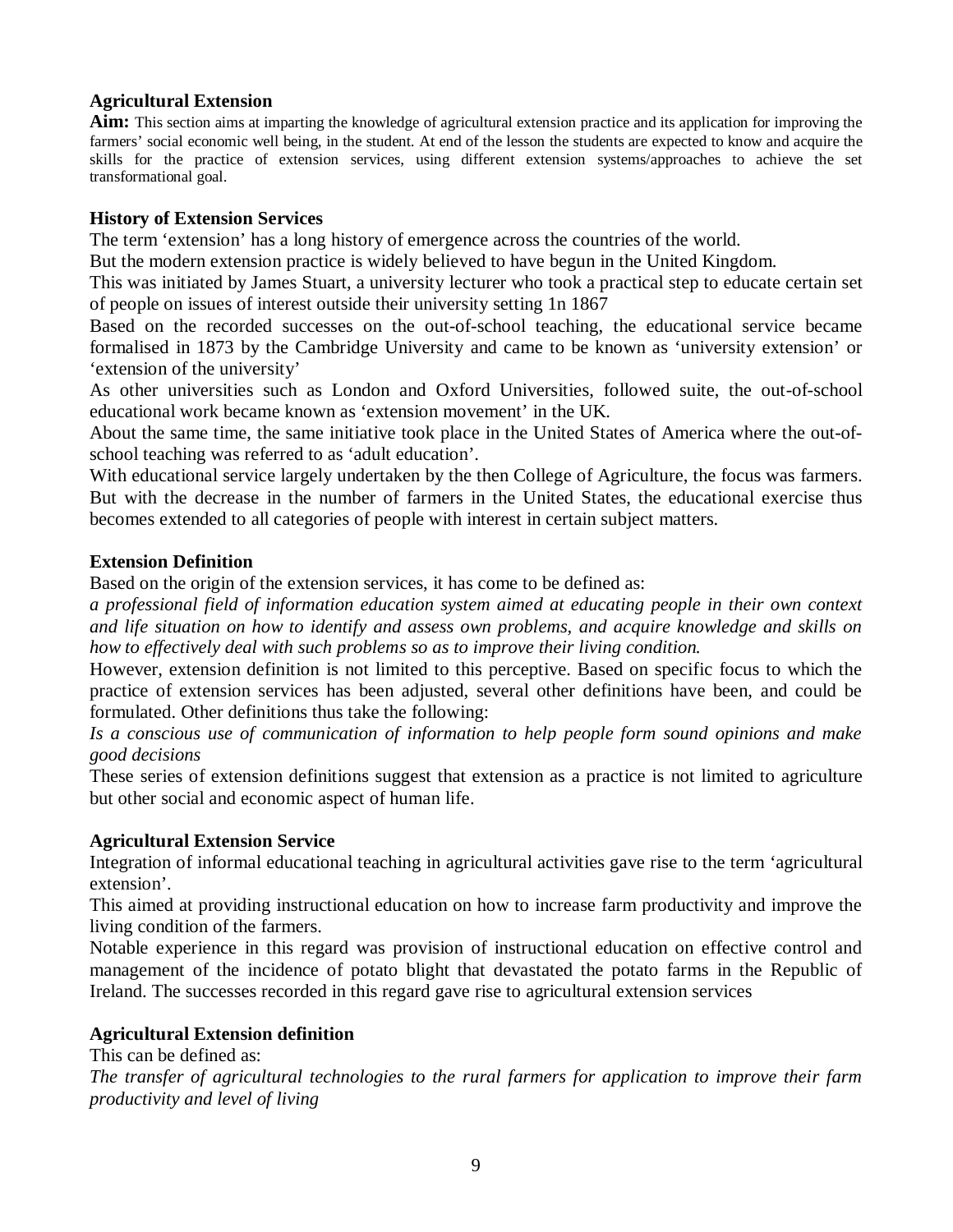**Agricultural Extension**

**Aim:** This section aims at imparting the knowledge of agricultural extension practice and its application for improving the farmers' social economic well being, in the student. At end of the lesson the students are expected to know and acquire the skills for the practice of extension services, using different extension systems/approaches to achieve the set transformational goal.

**History of Extension Services**

The term 'extension' has a long history of emergence across the countries of the world.

But the modern extension practice is widely believed to have begun in the United Kingdom.

This was initiated by James Stuart, a university lecturer who took a practical step to educate certain set of people on issues of interest outside their university setting 1n 1867

Based on the recorded successes on the out-of-school teaching, the educational service became formalised in 1873 by the Cambridge University and came to be known as 'university extension' or 'extension of the university'

As other universities such as London and Oxford Universities, followed suite, the out-of-school educational work became known as 'extension movement' in the UK.

About the same time, the same initiative took place in the United States of America where the out-of-school teaching was referred to as 'adult education'.

With educational service largely undertaken by the then College of Agriculture, the focus was farmers. But with the decrease in the number of farmers in the United States, the educational exercise thus becomes extended to all categories of people with interest in certain subject matters.

**Extension Definition**

Based on the origin of the extension services, it has come to be defined as:

*a professional field of information education system aimed at educating people in their own context and life situation on how to identify and assess own problems, and acquire knowledge and skills on how to effectively deal with such problems so as to improve their living condition.*

However, extension definition is not limited to this perceptive. Based on specific focus to which the practice of extension services has been adjusted, several other definitions have been, and could be formulated. Other definitions thus take the following:

*Is a conscious use of communication of information to help people form sound opinions and make good decisions*

These series of extension definitions suggest that extension as a practice is not limited to agriculture but other social and economic aspect of human life.

**Agricultural Extension Service**

Integration of informal educational teaching in agricultural activities gave rise to the term 'agricultural extension'.

This aimed at providing instructional education on how to increase farm productivity and improve the living condition of the farmers.

Notable experience in this regard was provision of instructional education on effective control and management of the incidence of potato blight that devastated the potato farms in the Republic of Ireland. The successes recorded in this regard gave rise to agricultural extension services

**Agricultural Extension definition**

This can be defined as:

*The transfer of agricultural technologies to the rural farmers for application to improve their farm productivity and level of living*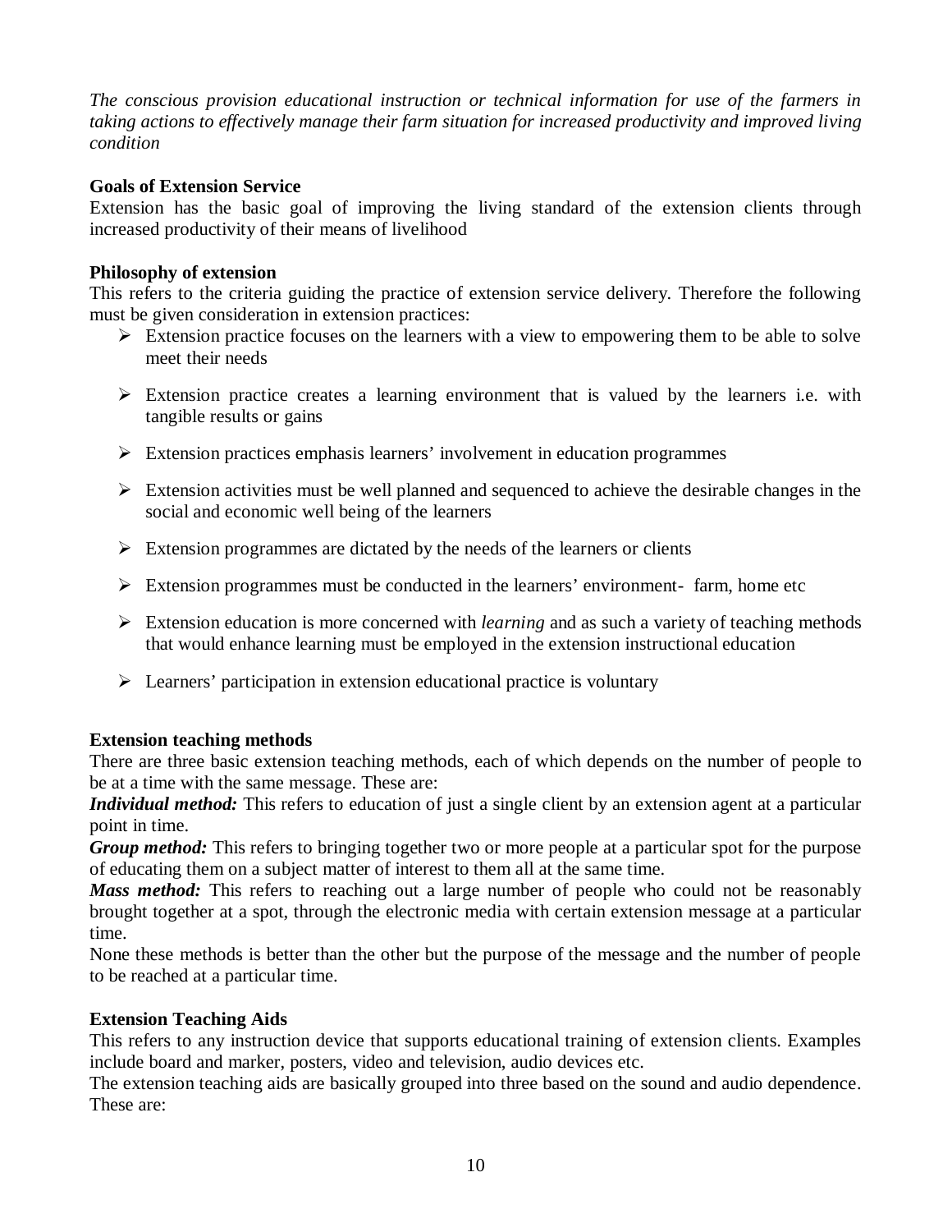*The conscious provision educational instruction or technical information for use of the farmers in taking actions to effectively manage their farm situation for increased productivity and improved living condition*

**Goals of Extension Service**

Extension has the basic goal of improving the living standard of the extension clients through increased productivity of their means of livelihood

**Philosophy of extension**

This refers to the criteria guiding the practice of extension service delivery. Therefore the following must be given consideration in extension practices:

- Extension practice focuses on the learners with a view to empowering them to be able to solve meet their needs
- Extension practice creates a learning environment that is valued by the learners i.e. with tangible results or gains
- Extension practices emphasis learners' involvement in education programmes
- Extension activities must be well planned and sequenced to achieve the desirable changes in the social and economic well being of the learners
- Extension programmes are dictated by the needs of the learners or clients
- Extension programmes must be conducted in the learners' environment- farm, home etc
- Extension education is more concerned with *learning* and as such a variety of teaching methods that would enhance learning must be employed in the extension instructional education
- Learners' participation in extension educational practice is voluntary

**Extension teaching methods**

There are three basic extension teaching methods, each of which depends on the number of people to be at a time with the same message. These are:

***Individual method:*** This refers to education of just a single client by an extension agent at a particular point in time.

***Group method:*** This refers to bringing together two or more people at a particular spot for the purpose of educating them on a subject matter of interest to them all at the same time.

***Mass method:*** This refers to reaching out a large number of people who could not be reasonably brought together at a spot, through the electronic media with certain extension message at a particular time.

None these methods is better than the other but the purpose of the message and the number of people to be reached at a particular time.

**Extension Teaching Aids**

This refers to any instruction device that supports educational training of extension clients. Examples include board and marker, posters, video and television, audio devices etc.

The extension teaching aids are basically grouped into three based on the sound and audio dependence. These are: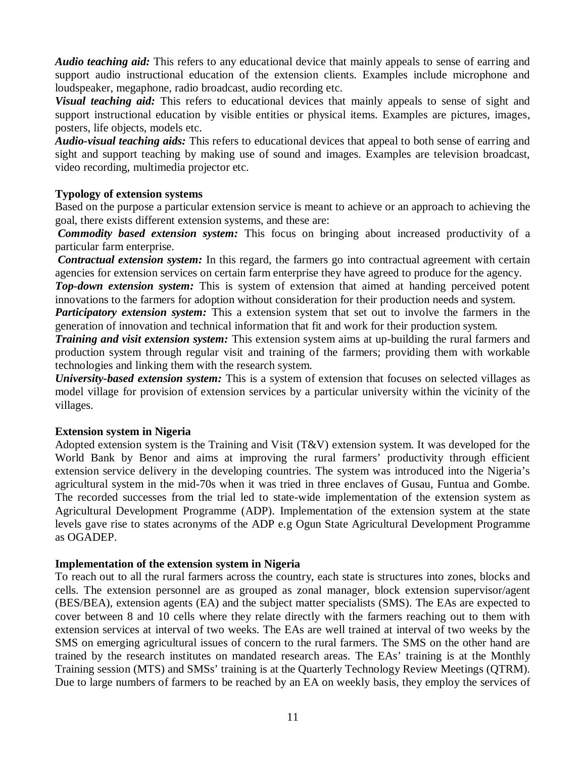***Audio teaching aid:*** This refers to any educational device that mainly appeals to sense of earring and support audio instructional education of the extension clients. Examples include microphone and loudspeaker, megaphone, radio broadcast, audio recording etc.
***Visual teaching aid:*** This refers to educational devices that mainly appeals to sense of sight and support instructional education by visible entities or physical items. Examples are pictures, images, posters, life objects, models etc.
***Audio-visual teaching aids:*** This refers to educational devices that appeal to both sense of earring and sight and support teaching by making use of sound and images. Examples are television broadcast, video recording, multimedia projector etc.

**Typology of extension systems**

Based on the purpose a particular extension service is meant to achieve or an approach to achieving the goal, there exists different extension systems, and these are:
***Commodity based extension system:*** This focus on bringing about increased productivity of a particular farm enterprise.
***Contractual extension system:*** In this regard, the farmers go into contractual agreement with certain agencies for extension services on certain farm enterprise they have agreed to produce for the agency.
***Top-down extension system:*** This is system of extension that aimed at handing perceived potent innovations to the farmers for adoption without consideration for their production needs and system.
***Participatory extension system:*** This a extension system that set out to involve the farmers in the generation of innovation and technical information that fit and work for their production system.
***Training and visit extension system:*** This extension system aims at up-building the rural farmers and production system through regular visit and training of the farmers; providing them with workable technologies and linking them with the research system.
***University-based extension system:*** This is a system of extension that focuses on selected villages as model village for provision of extension services by a particular university within the vicinity of the villages.

**Extension system in Nigeria**

Adopted extension system is the Training and Visit (T&V) extension system. It was developed for the World Bank by Benor and aims at improving the rural farmers' productivity through efficient extension service delivery in the developing countries. The system was introduced into the Nigeria's agricultural system in the mid-70s when it was tried in three enclaves of Gusau, Funtua and Gombe. The recorded successes from the trial led to state-wide implementation of the extension system as Agricultural Development Programme (ADP). Implementation of the extension system at the state levels gave rise to states acronyms of the ADP e.g Ogun State Agricultural Development Programme as OGADEP.

**Implementation of the extension system in Nigeria**

To reach out to all the rural farmers across the country, each state is structures into zones, blocks and cells. The extension personnel are as grouped as zonal manager, block extension supervisor/agent (BES/BEA), extension agents (EA) and the subject matter specialists (SMS). The EAs are expected to cover between 8 and 10 cells where they relate directly with the farmers reaching out to them with extension services at interval of two weeks. The EAs are well trained at interval of two weeks by the SMS on emerging agricultural issues of concern to the rural farmers. The SMS on the other hand are trained by the research institutes on mandated research areas. The EAs' training is at the Monthly Training session (MTS) and SMSs' training is at the Quarterly Technology Review Meetings (QTRM). Due to large numbers of farmers to be reached by an EA on weekly basis, they employ the services of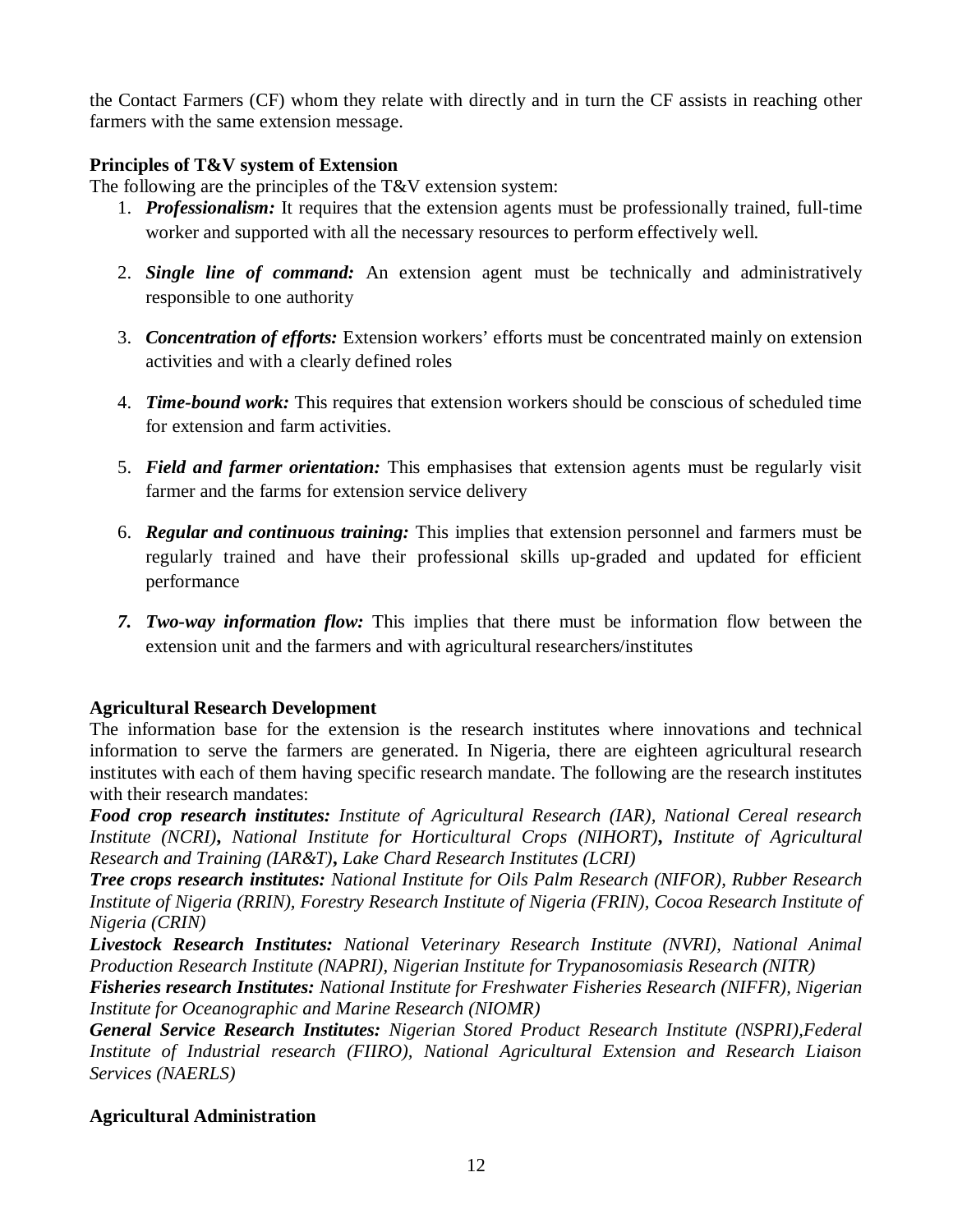the Contact Farmers (CF) whom they relate with directly and in turn the CF assists in reaching other farmers with the same extension message.

**Principles of T&V system of Extension**

The following are the principles of the T&V extension system:

1. ***Professionalism:*** It requires that the extension agents must be professionally trained, full-time worker and supported with all the necessary resources to perform effectively well.
2. ***Single line of command:*** An extension agent must be technically and administratively responsible to one authority
3. ***Concentration of efforts:*** Extension workers' efforts must be concentrated mainly on extension activities and with a clearly defined roles
4. ***Time-bound work:*** This requires that extension workers should be conscious of scheduled time for extension and farm activities.
5. ***Field and farmer orientation:*** This emphasises that extension agents must be regularly visit farmer and the farms for extension service delivery
6. ***Regular and continuous training:*** This implies that extension personnel and farmers must be regularly trained and have their professional skills up-graded and updated for efficient performance
7. ***Two-way information flow:*** This implies that there must be information flow between the extension unit and the farmers and with agricultural researchers/institutes

**Agricultural Research Development**

The information base for the extension is the research institutes where innovations and technical information to serve the farmers are generated. In Nigeria, there are eighteen agricultural research institutes with each of them having specific research mandate. The following are the research institutes with their research mandates:

***Food crop research institutes:*** *Institute of Agricultural Research (IAR), National Cereal research Institute (NCRI)**,** National Institute for Horticultural Crops (NIHORT)**,** Institute of Agricultural Research and Training (IAR&T)**,** Lake Chard Research Institutes (LCRI)*

***Tree crops research institutes:*** *National Institute for Oils Palm Research (NIFOR), Rubber Research Institute of Nigeria (RRIN), Forestry Research Institute of Nigeria (FRIN), Cocoa Research Institute of Nigeria (CRIN)*

***Livestock Research Institutes:*** *National Veterinary Research Institute (NVRI), National Animal Production Research Institute (NAPRI), Nigerian Institute for Trypanosomiasis Research (NITR)*

***Fisheries research Institutes:*** *National Institute for Freshwater Fisheries Research (NIFFR), Nigerian Institute for Oceanographic and Marine Research (NIOMR)*

***General Service Research Institutes:*** *Nigerian Stored Product Research Institute (NSPRI),Federal Institute of Industrial research (FIIRO), National Agricultural Extension and Research Liaison Services (NAERLS)*

**Agricultural Administration**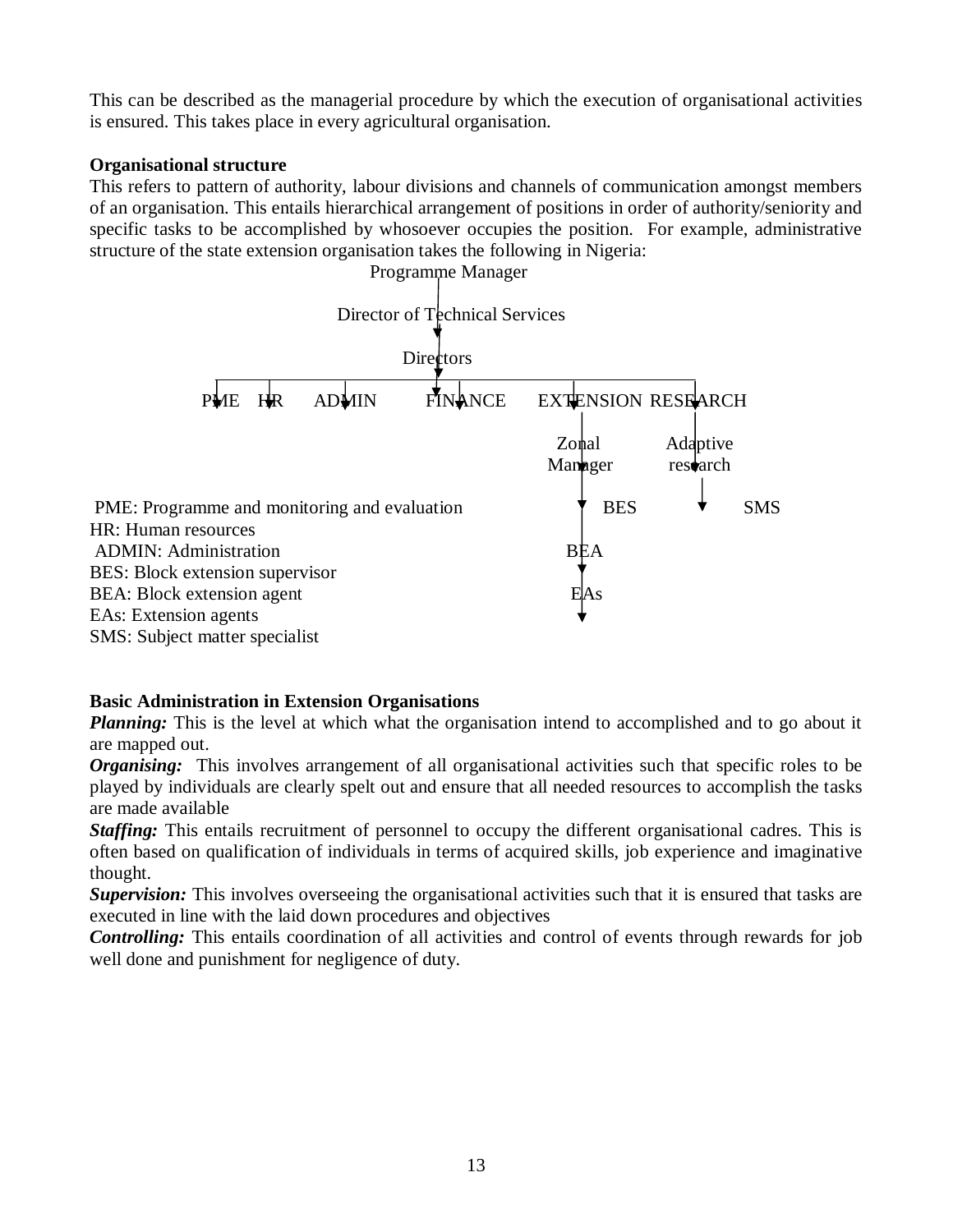This can be described as the managerial procedure by which the execution of organisational activities is ensured. This takes place in every agricultural organisation.

**Organisational structure**

This refers to pattern of authority, labour divisions and channels of communication amongst members of an organisation. This entails hierarchical arrangement of positions in order of authority/seniority and specific tasks to be accomplished by whosoever occupies the position. For example, administrative structure of the state extension organisation takes the following in Nigeria:

Programme Manager

Director of Technical Services

Directors

PME HR ADMIN FINANCE EXTENSION RESEARCH

Zonal Manager

Adaptive research

BES

SMS

BEA

EAs

PME: Programme and monitoring and evaluation
HR: Human resources
ADMIN: Administration
BES: Block extension supervisor
BEA: Block extension agent
EAs: Extension agents
SMS: Subject matter specialist

**Basic Administration in Extension Organisations**

***Planning:*** This is the level at which what the organisation intend to accomplished and to go about it are mapped out.

***Organising:*** This involves arrangement of all organisational activities such that specific roles to be played by individuals are clearly spelt out and ensure that all needed resources to accomplish the tasks are made available

***Staffing:*** This entails recruitment of personnel to occupy the different organisational cadres. This is often based on qualification of individuals in terms of acquired skills, job experience and imaginative thought.

***Supervision:*** This involves overseeing the organisational activities such that it is ensured that tasks are executed in line with the laid down procedures and objectives

***Controlling:*** This entails coordination of all activities and control of events through rewards for job well done and punishment for negligence of duty.